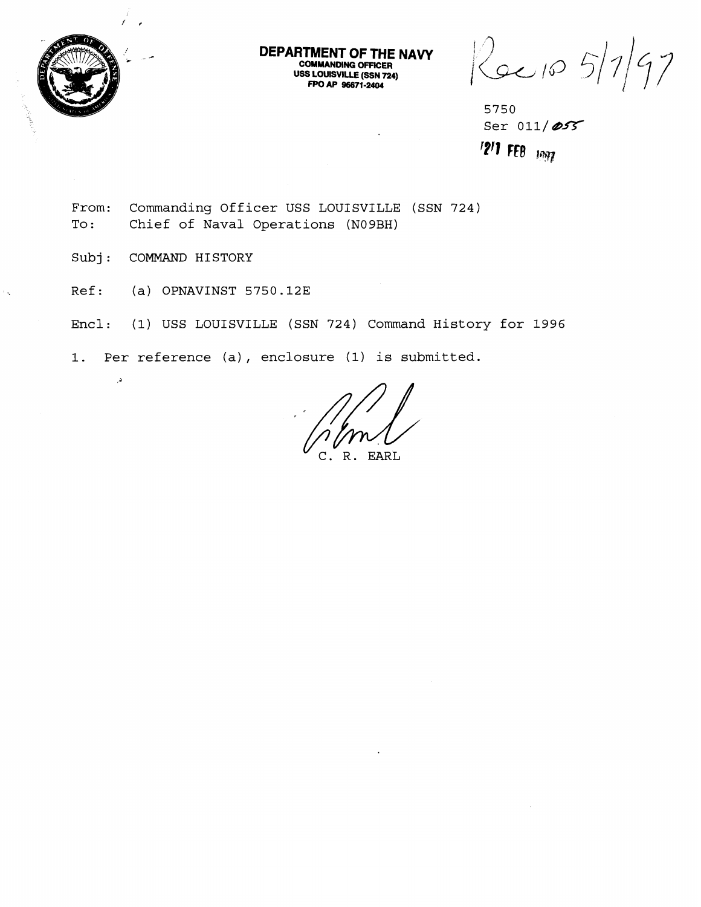**DEPARTMENT OF THE NAVY**
**COMMANDING OFFICER**
**USS LOUISVILLE (SSN 724)**
**FPO AP 96671-2404**

Rec'd 5/7/97

5750
Ser 011/055
27 FEB 1997

From: Commanding Officer USS LOUISVILLE (SSN 724)
To: Chief of Naval Operations (N09BH)

Subj: COMMAND HISTORY

Ref: (a) OPNAVINST 5750.12E

Encl: (1) USS LOUISVILLE (SSN 724) Command History for 1996

1. Per reference (a), enclosure (1) is submitted.

C. R. EARL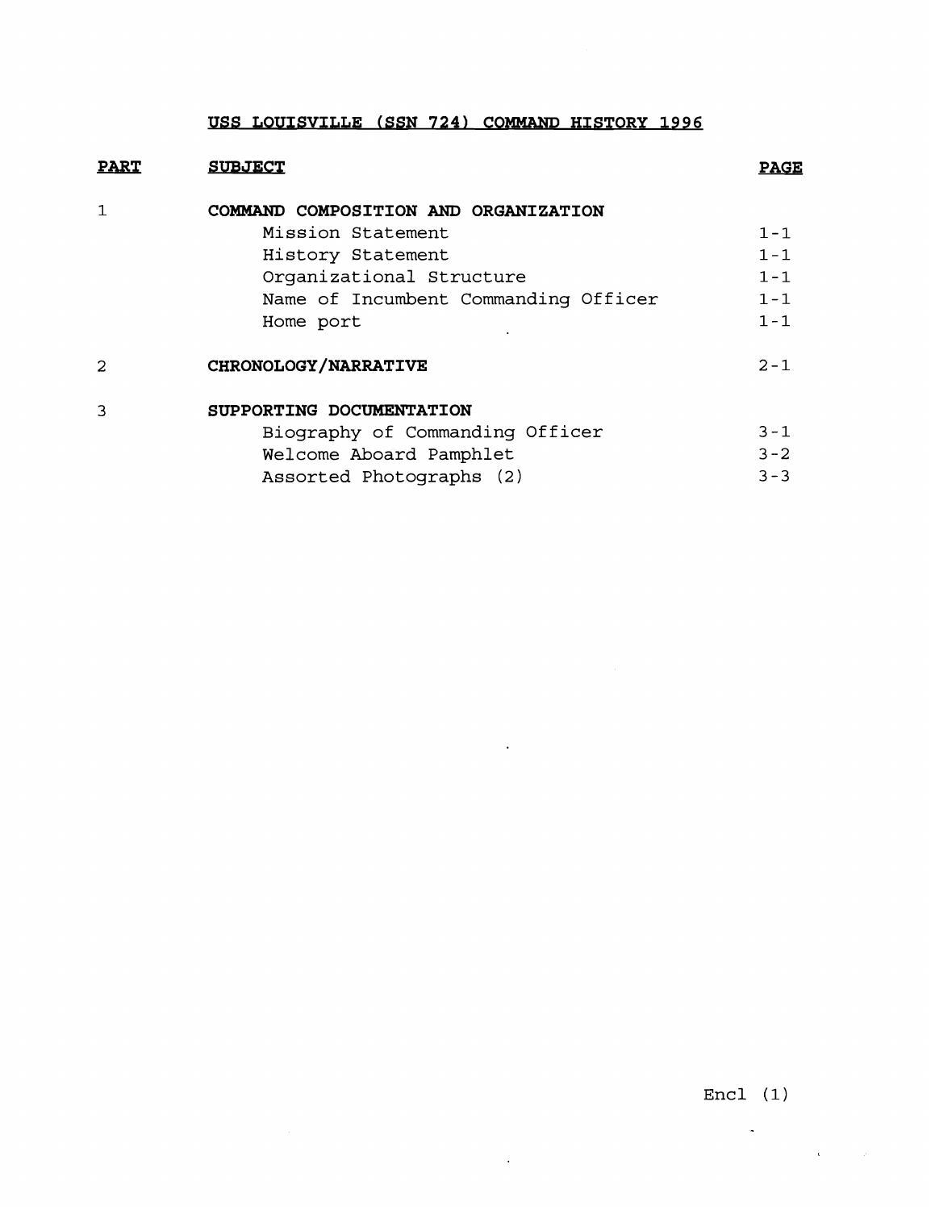# USS LOUISVILLE (SSN 724) COMMAND HISTORY 1996

| PART | SUBJECT | PAGE |
|---|---|---|
| 1 | **COMMAND COMPOSITION AND ORGANIZATION** | |
| | Mission Statement | 1-1 |
| | History Statement | 1-1 |
| | Organizational Structure | 1-1 |
| | Name of Incumbent Commanding Officer | 1-1 |
| | Home port | 1-1 |
| 2 | **CHRONOLOGY/NARRATIVE** | 2-1 |
| 3 | **SUPPORTING DOCUMENTATION** | |
| | Biography of Commanding Officer | 3-1 |
| | Welcome Aboard Pamphlet | 3-2 |
| | Assorted Photographs (2) | 3-3 |

Encl (1)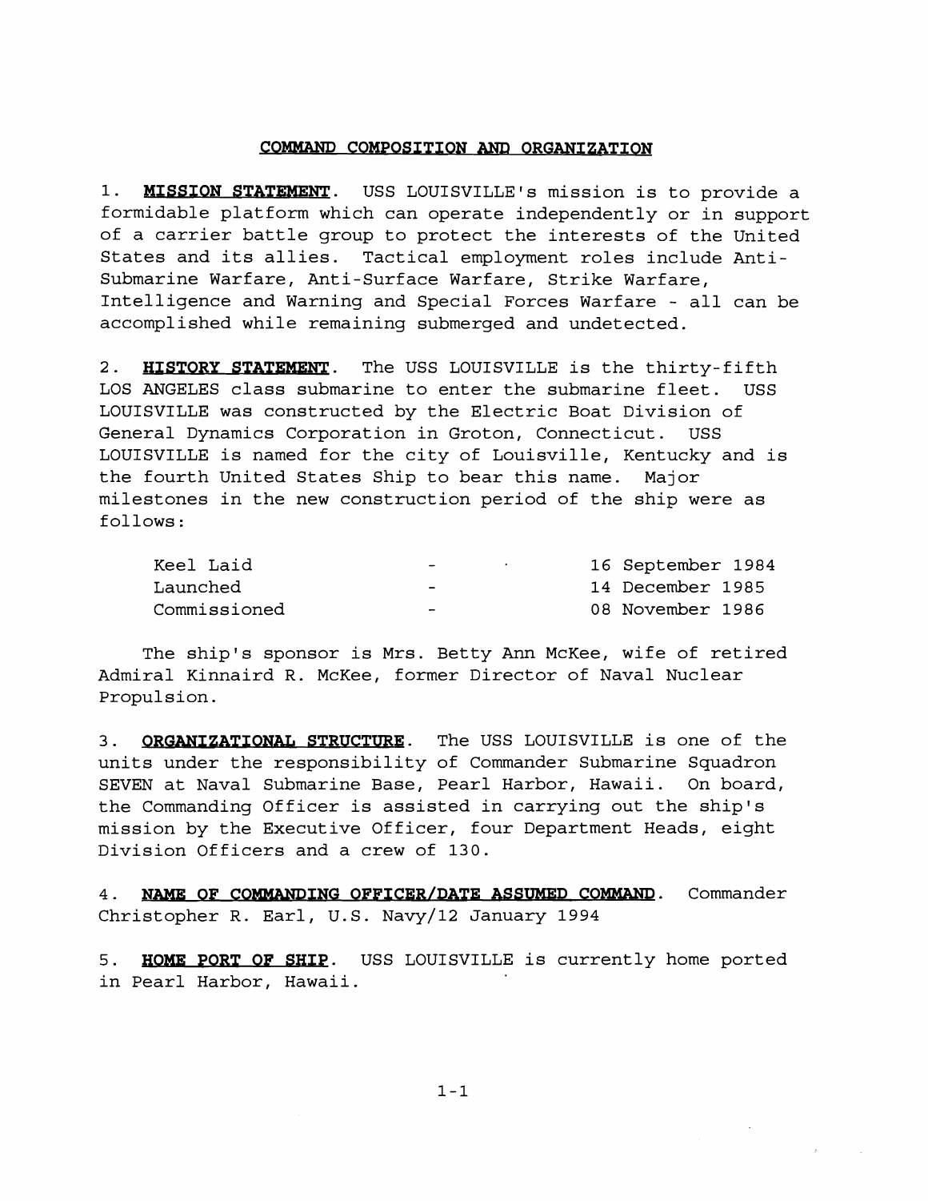## COMMAND COMPOSITION AND ORGANIZATION

1. **MISSION STATEMENT**. USS LOUISVILLE's mission is to provide a formidable platform which can operate independently or in support of a carrier battle group to protect the interests of the United States and its allies. Tactical employment roles include Anti-Submarine Warfare, Anti-Surface Warfare, Strike Warfare, Intelligence and Warning and Special Forces Warfare - all can be accomplished while remaining submerged and undetected.

2. **HISTORY STATEMENT**. The USS LOUISVILLE is the thirty-fifth LOS ANGELES class submarine to enter the submarine fleet. USS LOUISVILLE was constructed by the Electric Boat Division of General Dynamics Corporation in Groton, Connecticut. USS LOUISVILLE is named for the city of Louisville, Kentucky and is the fourth United States Ship to bear this name. Major milestones in the new construction period of the ship were as follows:

| | | |
|---|---|---|
| Keel Laid | - | 16 September 1984 |
| Launched | - | 14 December 1985 |
| Commissioned | - | 08 November 1986 |

The ship's sponsor is Mrs. Betty Ann McKee, wife of retired Admiral Kinnaird R. McKee, former Director of Naval Nuclear Propulsion.

3. **ORGANIZATIONAL STRUCTURE**. The USS LOUISVILLE is one of the units under the responsibility of Commander Submarine Squadron SEVEN at Naval Submarine Base, Pearl Harbor, Hawaii. On board, the Commanding Officer is assisted in carrying out the ship's mission by the Executive Officer, four Department Heads, eight Division Officers and a crew of 130.

4. **NAME OF COMMANDING OFFICER/DATE ASSUMED COMMAND**. Commander Christopher R. Earl, U.S. Navy/12 January 1994

5. **HOME PORT OF SHIP**. USS LOUISVILLE is currently home ported in Pearl Harbor, Hawaii.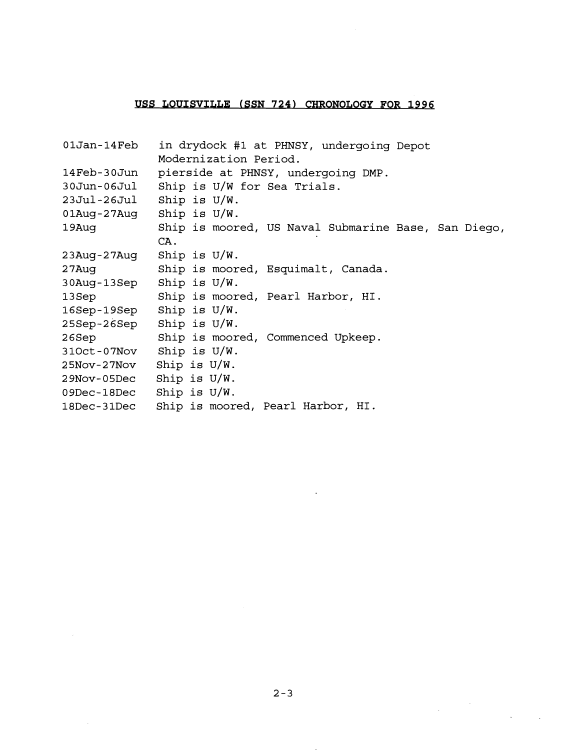## USS LOUISVILLE (SSN 724) CHRONOLOGY FOR 1996

| | |
|---|---|
| 01Jan-14Feb | in drydock #1 at PHNSY, undergoing Depot Modernization Period. |
| 14Feb-30Jun | pierside at PHNSY, undergoing DMP. |
| 30Jun-06Jul | Ship is U/W for Sea Trials. |
| 23Jul-26Jul | Ship is U/W. |
| 01Aug-27Aug | Ship is U/W. |
| 19Aug | Ship is moored, US Naval Submarine Base, San Diego, CA. |
| 23Aug-27Aug | Ship is U/W. |
| 27Aug | Ship is moored, Esquimalt, Canada. |
| 30Aug-13Sep | Ship is U/W. |
| 13Sep | Ship is moored, Pearl Harbor, HI. |
| 16Sep-19Sep | Ship is U/W. |
| 25Sep-26Sep | Ship is U/W. |
| 26Sep | Ship is moored, Commenced Upkeep. |
| 31Oct-07Nov | Ship is U/W. |
| 25Nov-27Nov | Ship is U/W. |
| 29Nov-05Dec | Ship is U/W. |
| 09Dec-18Dec | Ship is U/W. |
| 18Dec-31Dec | Ship is moored, Pearl Harbor, HI. |